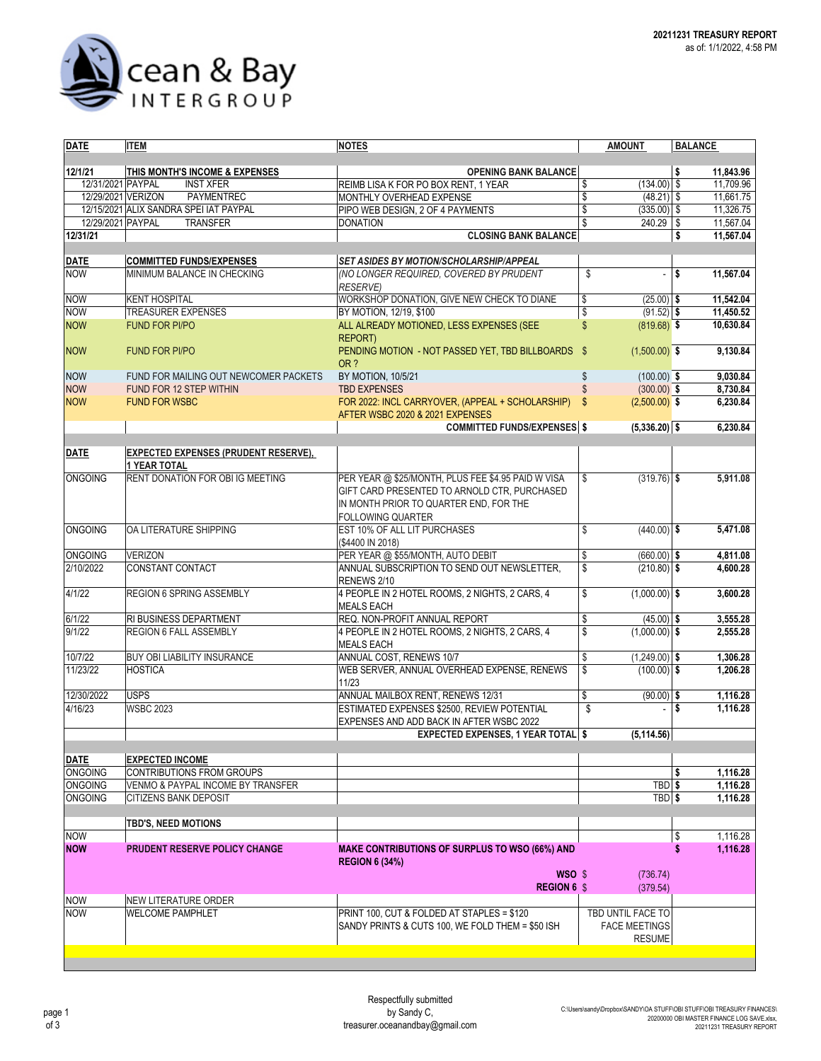Ocean & Bay INTERGROUP

**20211231 TREASURY REPORT**
as of: 1/1/2022, 4:58 PM

| DATE | ITEM | NOTES | AMOUNT | BALANCE |
|---|---|---|---|---|
| **12/1/21** | **THIS MONTH'S INCOME & EXPENSES** | **OPENING BANK BALANCE** | | **$ 11,843.96** |
| 12/31/2021 | PAYPAL INST XFER | REIMB LISA K FOR PO BOX RENT, 1 YEAR | $ (134.00) | $ 11,709.96 |
| 12/29/2021 | VERIZON PAYMENTREC | MONTHLY OVERHEAD EXPENSE | $ (48.21) | $ 11,661.75 |
| 12/15/2021 | ALIX SANDRA SPEI IAT PAYPAL | PIPO WEB DESIGN, 2 OF 4 PAYMENTS | $ (335.00) | $ 11,326.75 |
| 12/29/2021 | PAYPAL TRANSFER | DONATION | $ 240.29 | $ 11,567.04 |
| **12/31/21** | | **CLOSING BANK BALANCE** | | **$ 11,567.04** |
| **DATE** | **COMMITTED FUNDS/EXPENSES** | ***SET ASIDES BY MOTION/SCHOLARSHIP/APPEAL*** | | |
| NOW | MINIMUM BALANCE IN CHECKING | *(NO LONGER REQUIRED, COVERED BY PRUDENT RESERVE)* | $ - | **$ 11,567.04** |
| NOW | KENT HOSPITAL | WORKSHOP DONATION, GIVE NEW CHECK TO DIANE | $ (25.00) | **$ 11,542.04** |
| NOW | TREASURER EXPENSES | BY MOTION, 12/19, $100 | $ (91.52) | **$ 11,450.52** |
| NOW | FUND FOR PI/PO | ALL ALREADY MOTIONED, LESS EXPENSES (SEE REPORT) | $ (819.68) | **$ 10,630.84** |
| NOW | FUND FOR PI/PO | PENDING MOTION - NOT PASSED YET, TBD BILLBOARDS OR ? | $ (1,500.00) | **$ 9,130.84** |
| NOW | FUND FOR MAILING OUT NEWCOMER PACKETS | BY MOTION, 10/5/21 | $ (100.00) | **$ 9,030.84** |
| NOW | FUND FOR 12 STEP WITHIN | TBD EXPENSES | $ (300.00) | **$ 8,730.84** |
| NOW | FUND FOR WSBC | FOR 2022: INCL CARRYOVER, (APPEAL + SCHOLARSHIP) AFTER WSBC 2020 & 2021 EXPENSES | $ (2,500.00) | **$ 6,230.84** |
| | | **COMMITTED FUNDS/EXPENSES** | **$ (5,336.20)** | **$ 6,230.84** |
| **DATE** | **EXPECTED EXPENSES (PRUDENT RESERVE), 1 YEAR TOTAL** | | | |
| ONGOING | RENT DONATION FOR OBI IG MEETING | PER YEAR @ $25/MONTH, PLUS FEE $4.95 PAID W VISA GIFT CARD PRESENTED TO ARNOLD CTR, PURCHASED IN MONTH PRIOR TO QUARTER END, FOR THE FOLLOWING QUARTER | $ (319.76) | **$ 5,911.08** |
| ONGOING | OA LITERATURE SHIPPING | EST 10% OF ALL LIT PURCHASES ($4400 IN 2018) | $ (440.00) | **$ 5,471.08** |
| ONGOING | VERIZON | PER YEAR @ $55/MONTH, AUTO DEBIT | $ (660.00) | **$ 4,811.08** |
| 2/10/2022 | CONSTANT CONTACT | ANNUAL SUBSCRIPTION TO SEND OUT NEWSLETTER, RENEWS 2/10 | $ (210.80) | **$ 4,600.28** |
| 4/1/22 | REGION 6 SPRING ASSEMBLY | 4 PEOPLE IN 2 HOTEL ROOMS, 2 NIGHTS, 2 CARS, 4 MEALS EACH | $ (1,000.00) | **$ 3,600.28** |
| 6/1/22 | RI BUSINESS DEPARTMENT | REQ. NON-PROFIT ANNUAL REPORT | $ (45.00) | **$ 3,555.28** |
| 9/1/22 | REGION 6 FALL ASSEMBLY | 4 PEOPLE IN 2 HOTEL ROOMS, 2 NIGHTS, 2 CARS, 4 MEALS EACH | $ (1,000.00) | **$ 2,555.28** |
| 10/7/22 | BUY OBI LIABILITY INSURANCE | ANNUAL COST, RENEWS 10/7 | $ (1,249.00) | **$ 1,306.28** |
| 11/23/22 | HOSTICA | WEB SERVER, ANNUAL OVERHEAD EXPENSE, RENEWS 11/23 | $ (100.00) | **$ 1,206.28** |
| 12/30/2022 | USPS | ANNUAL MAILBOX RENT, RENEWS 12/31 | $ (90.00) | **$ 1,116.28** |
| 4/16/23 | WSBC 2023 | ESTIMATED EXPENSES $2500, REVIEW POTENTIAL EXPENSES AND ADD BACK IN AFTER WSBC 2022 | $ - | **$ 1,116.28** |
| | | **EXPECTED EXPENSES, 1 YEAR TOTAL** | **$ (5,114.56)** | |
| **DATE** | **EXPECTED INCOME** | | | |
| ONGOING | CONTRIBUTIONS FROM GROUPS | | | **$ 1,116.28** |
| ONGOING | VENMO & PAYPAL INCOME BY TRANSFER | | TBD | **$ 1,116.28** |
| ONGOING | CITIZENS BANK DEPOSIT | | TBD | **$ 1,116.28** |
| | **TBD'S, NEED MOTIONS** | | | |
| NOW | | | | $ 1,116.28 |
| **NOW** | **PRUDENT RESERVE POLICY CHANGE** | **MAKE CONTRIBUTIONS OF SURPLUS TO WSO (66%) AND REGION 6 (34%)** | | **$ 1,116.28** |
| | | **WSO** | $ (736.74) | |
| | | **REGION 6** | $ (379.54) | |
| NOW | NEW LITERATURE ORDER | | | |
| NOW | WELCOME PAMPHLET | PRINT 100, CUT & FOLDED AT STAPLES = $120 SANDY PRINTS & CUTS 100, WE FOLD THEM = $50 ISH | TBD UNTIL FACE TO FACE MEETINGS RESUME | |

Respectfully submitted
by Sandy C,
treasurer.oceanandbay@gmail.com

C:\Users\sandy\Dropbox\SANDY\OA STUFF\OBI STUFF\OBI TREASURY FINANCES\20200000 OBI MASTER FINANCE LOG SAVE.xlsx, 20211231 TREASURY REPORT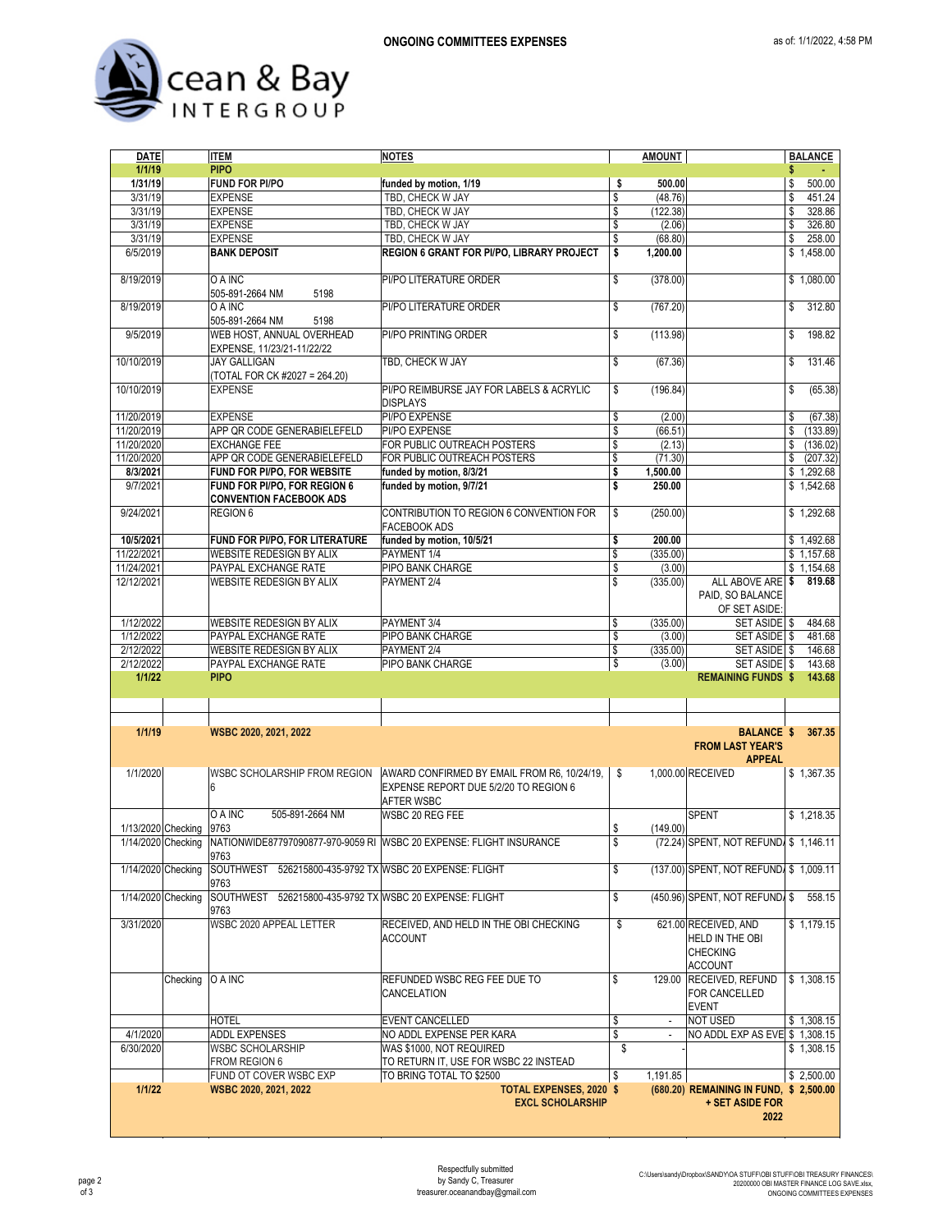# ONGOING COMMITTEES EXPENSES

as of: 1/1/2022, 4:58 PM

Ocean & Bay INTERGROUP

| DATE | | ITEM | NOTES | AMOUNT | | BALANCE |
|---|---|---|---|---|---|---|
| **1/1/19** | | **PIPO** | | | | **$ -** |
| **1/31/19** | | **FUND FOR PI/PO** | **funded by motion, 1/19** | **$ 500.00** | | $ 500.00 |
| 3/31/19 | | EXPENSE | TBD, CHECK W JAY | $ (48.76) | | $ 451.24 |
| 3/31/19 | | EXPENSE | TBD, CHECK W JAY | $ (122.38) | | $ 328.86 |
| 3/31/19 | | EXPENSE | TBD, CHECK W JAY | $ (2.06) | | $ 326.80 |
| 3/31/19 | | EXPENSE | TBD, CHECK W JAY | $ (68.80) | | $ 258.00 |
| 6/5/2019 | | **BANK DEPOSIT** | **REGION 6 GRANT FOR PI/PO, LIBRARY PROJECT** | **$ 1,200.00** | | $ 1,458.00 |
| 8/19/2019 | | O A INC 505-891-2664 NM 5198 | PI/PO LITERATURE ORDER | $ (378.00) | | $ 1,080.00 |
| 8/19/2019 | | O A INC 505-891-2664 NM 5198 | PI/PO LITERATURE ORDER | $ (767.20) | | $ 312.80 |
| 9/5/2019 | | WEB HOST, ANNUAL OVERHEAD EXPENSE, 11/23/21-11/22/22 | PI/PO PRINTING ORDER | $ (113.98) | | $ 198.82 |
| 10/10/2019 | | JAY GALLIGAN (TOTAL FOR CK #2027 = 264.20) | TBD, CHECK W JAY | $ (67.36) | | $ 131.46 |
| 10/10/2019 | | EXPENSE | PI/PO REIMBURSE JAY FOR LABELS & ACRYLIC DISPLAYS | $ (196.84) | | $ (65.38) |
| 11/20/2019 | | EXPENSE | PI/PO EXPENSE | $ (2.00) | | $ (67.38) |
| 11/20/2019 | | APP QR CODE GENERABIELEFELD | PI/PO EXPENSE | $ (66.51) | | $ (133.89) |
| 11/20/2020 | | EXCHANGE FEE | FOR PUBLIC OUTREACH POSTERS | $ (2.13) | | $ (136.02) |
| 11/20/2020 | | APP QR CODE GENERABIELEFELD | FOR PUBLIC OUTREACH POSTERS | $ (71.30) | | $ (207.32) |
| **8/3/2021** | | **FUND FOR PI/PO, FOR WEBSITE** | **funded by motion, 8/3/21** | **$ 1,500.00** | | $ 1,292.68 |
| 9/7/2021 | | **FUND FOR PI/PO, FOR REGION 6 CONVENTION FACEBOOK ADS** | **funded by motion, 9/7/21** | **$ 250.00** | | $ 1,542.68 |
| 9/24/2021 | | REGION 6 | CONTRIBUTION TO REGION 6 CONVENTION FOR FACEBOOK ADS | $ (250.00) | | $ 1,292.68 |
| **10/5/2021** | | **FUND FOR PI/PO, FOR LITERATURE** | **funded by motion, 10/5/21** | **$ 200.00** | | $ 1,492.68 |
| 11/22/2021 | | WEBSITE REDESIGN BY ALIX | PAYMENT 1/4 | $ (335.00) | | $ 1,157.68 |
| 11/24/2021 | | PAYPAL EXCHANGE RATE | PIPO BANK CHARGE | $ (3.00) | | $ 1,154.68 |
| 12/12/2021 | | WEBSITE REDESIGN BY ALIX | PAYMENT 2/4 | $ (335.00) | ALL ABOVE ARE PAID, SO BALANCE OF SET ASIDE: | **$ 819.68** |
| 1/12/2022 | | WEBSITE REDESIGN BY ALIX | PAYMENT 3/4 | $ (335.00) | SET ASIDE | $ 484.68 |
| 1/12/2022 | | PAYPAL EXCHANGE RATE | PIPO BANK CHARGE | $ (3.00) | SET ASIDE | $ 481.68 |
| 2/12/2022 | | WEBSITE REDESIGN BY ALIX | PAYMENT 2/4 | $ (335.00) | SET ASIDE | $ 146.68 |
| 2/12/2022 | | PAYPAL EXCHANGE RATE | PIPO BANK CHARGE | $ (3.00) | SET ASIDE | $ 143.68 |
| **1/1/22** | | **PIPO** | | | **REMAINING FUNDS** | **$ 143.68** |
| | | | | | | |
| **1/1/19** | | **WSBC 2020, 2021, 2022** | | | **BALANCE FROM LAST YEAR'S APPEAL** | **$ 367.35** |
| 1/1/2020 | | WSBC SCHOLARSHIP FROM REGION 6 | AWARD CONFIRMED BY EMAIL FROM R6, 10/24/19, EXPENSE REPORT DUE 5/2/20 TO REGION 6 AFTER WSBC | $ 1,000.00 | RECEIVED | $ 1,367.35 |
| 1/13/2020 | Checking | O A INC 505-891-2664 NM 9763 | WSBC 20 REG FEE | $ (149.00) | SPENT | $ 1,218.35 |
| 1/14/2020 | Checking | NATIONWIDE87797090877-970-9059 RI 9763 | WSBC 20 EXPENSE: FLIGHT INSURANCE | $ (72.24) | SPENT, NOT REFUND/ | $ 1,146.11 |
| 1/14/2020 | Checking | SOUTHWEST 526215800-435-9792 TX 9763 | WSBC 20 EXPENSE: FLIGHT | $ (137.00) | SPENT, NOT REFUND/ | $ 1,009.11 |
| 1/14/2020 | Checking | SOUTHWEST 526215800-435-9792 TX 9763 | WSBC 20 EXPENSE: FLIGHT | $ (450.96) | SPENT, NOT REFUND/ | $ 558.15 |
| 3/31/2020 | | WSBC 2020 APPEAL LETTER | RECEIVED, AND HELD IN THE OBI CHECKING ACCOUNT | $ 621.00 | RECEIVED, AND HELD IN THE OBI CHECKING ACCOUNT | $ 1,179.15 |
| | Checking | O A INC | REFUNDED WSBC REG FEE DUE TO CANCELATION | $ 129.00 | RECEIVED, REFUND FOR CANCELLED EVENT | $ 1,308.15 |
| | | HOTEL | EVENT CANCELLED | $ - | NOT USED | $ 1,308.15 |
| 4/1/2020 | | ADDL EXPENSES | NO ADDL EXPENSE PER KARA | $ - | NO ADDL EXP AS EVE | $ 1,308.15 |
| 6/30/2020 | | WSBC SCHOLARSHIP FROM REGION 6 | WAS $1000, NOT REQUIRED TO RETURN IT, USE FOR WSBC 22 INSTEAD | $ - | | $ 1,308.15 |
| | | FUND OT COVER WSBC EXP | TO BRING TOTAL TO $2500 | $ 1,191.85 | | $ 2,500.00 |
| **1/1/22** | | **WSBC 2020, 2021, 2022** | **TOTAL EXPENSES, 2020 EXCL SCHOLARSHIP** | **$ (680.20)** | **REMAINING IN FUND, + SET ASIDE FOR 2022** | **$ 2,500.00** |

Respectfully submitted
by Sandy C, Treasurer
treasurer.oceanandbay@gmail.com

C:\Users\sandy\Dropbox\SANDY\OA STUFF\OBI STUFF\OBI TREASURY FINANCES\20200000 OBI MASTER FINANCE LOG SAVE.xlsx, ONGOING COMMITTEES EXPENSES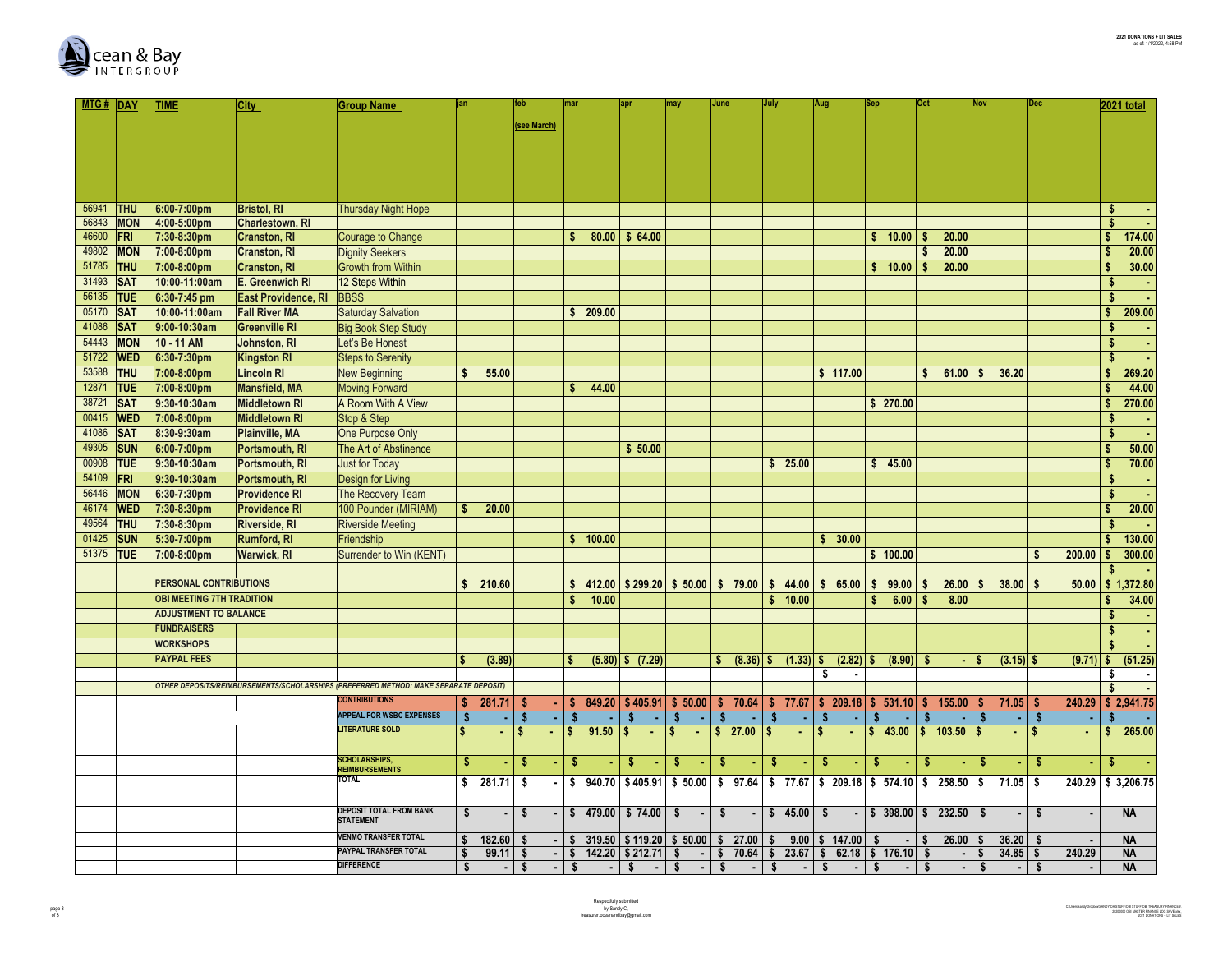Ocean & Bay INTERGROUP

**2021 DONATIONS + LIT SALES**
as of 1/1/2022, 4:58 PM

| MTG # | DAY | TIME | City | Group Name | jan | feb (see March) | mar | apr | may | June | July | Aug | Sep | Oct | Nov | Dec | 2021 total |
|---|---|---|---|---|---|---|---|---|---|---|---|---|---|---|---|---|---|
| 56941 | THU | 6:00-7:00pm | Bristol, RI | Thursday Night Hope | | | | | | | | | | | | | $ - |
| 56843 | MON | 4:00-5:00pm | Charlestown, RI | | | | | | | | | | | | | | $ - |
| 46600 | FRI | 7:30-8:30pm | Cranston, RI | Courage to Change | | | $ 80.00 | $ 64.00 | | | | | $ 10.00 | $ 20.00 | | | $ 174.00 |
| 49802 | MON | 7:00-8:00pm | Cranston, RI | Dignity Seekers | | | | | | | | | | $ 20.00 | | | $ 20.00 |
| 51785 | THU | 7:00-8:00pm | Cranston, RI | Growth from Within | | | | | | | | | $ 10.00 | $ 20.00 | | | $ 30.00 |
| 31493 | SAT | 10:00-11:00am | E. Greenwich RI | 12 Steps Within | | | | | | | | | | | | | $ - |
| 56135 | TUE | 6:30-7:45 pm | East Providence, RI | BBSS | | | | | | | | | | | | | $ - |
| 05170 | SAT | 10:00-11:00am | Fall River MA | Saturday Salvation | | | $ 209.00 | | | | | | | | | | $ 209.00 |
| 41086 | SAT | 9:00-10:30am | Greenville RI | Big Book Step Study | | | | | | | | | | | | | $ - |
| 54443 | MON | 10 - 11 AM | Johnston, RI | Let's Be Honest | | | | | | | | | | | | | $ - |
| 51722 | WED | 6:30-7:30pm | Kingston RI | Steps to Serenity | | | | | | | | | | | | | $ - |
| 53588 | THU | 7:00-8:00pm | Lincoln RI | New Beginning | $ 55.00 | | | | | | | $ 117.00 | | $ 61.00 | $ 36.20 | | $ 269.20 |
| 12871 | TUE | 7:00-8:00pm | Mansfield, MA | Moving Forward | | | $ 44.00 | | | | | | | | | | $ 44.00 |
| 38721 | SAT | 9:30-10:30am | Middletown RI | A Room With A View | | | | | | | | | $ 270.00 | | | | $ 270.00 |
| 00415 | WED | 7:00-8:00pm | Middletown RI | Stop & Step | | | | | | | | | | | | | $ - |
| 41086 | SAT | 8:30-9:30am | Plainville, MA | One Purpose Only | | | | | | | | | | | | | $ - |
| 49305 | SUN | 6:00-7:00pm | Portsmouth, RI | The Art of Abstinence | | | | $ 50.00 | | | | | | | | | $ 50.00 |
| 00908 | TUE | 9:30-10:30am | Portsmouth, RI | Just for Today | | | | | | | $ 25.00 | | $ 45.00 | | | | $ 70.00 |
| 54109 | FRI | 9:30-10:30am | Portsmouth, RI | Design for Living | | | | | | | | | | | | | $ - |
| 56446 | MON | 6:30-7:30pm | Providence RI | The Recovery Team | | | | | | | | | | | | | $ - |
| 46174 | WED | 7:30-8:30pm | Providence RI | 100 Pounder (MIRIAM) | $ 20.00 | | | | | | | | | | | | $ 20.00 |
| 49564 | THU | 7:30-8:30pm | Riverside, RI | Riverside Meeting | | | | | | | | | | | | | $ - |
| 01425 | SUN | 5:30-7:00pm | Rumford, RI | Friendship | | | $ 100.00 | | | | | $ 30.00 | | | | | $ 130.00 |
| 51375 | TUE | 7:00-8:00pm | Warwick, RI | Surrender to Win (KENT) | | | | | | | | | $ 100.00 | | | $ 200.00 | $ 300.00 |
| | | | | | | | | | | | | | | | | | $ - |
| | | PERSONAL CONTRIBUTIONS | | | $ 210.60 | | $ 412.00 | $ 299.20 | $ 50.00 | $ 79.00 | $ 44.00 | $ 65.00 | $ 99.00 | $ 26.00 | $ 38.00 | $ 50.00 | $ 1,372.80 |
| | | OBI MEETING 7TH TRADITION | | | | | $ 10.00 | | | | $ 10.00 | | $ 6.00 | $ 8.00 | | | $ 34.00 |
| | | ADJUSTMENT TO BALANCE | | | | | | | | | | | | | | | $ - |
| | | FUNDRAISERS | | | | | | | | | | | | | | | $ - |
| | | WORKSHOPS | | | | | | | | | | | | | | | $ - |
| | | PAYPAL FEES | | | $ (3.89) | | $ (5.80) | $ (7.29) | | $ (8.36) | $ (1.33) | $ (2.82) | $ (8.90) | $ - | $ (3.15) | $ (9.71) | $ (51.25) |
| | | | | | | | | | | | | $ - | | | | | $ - |
| | | OTHER DEPOSITS/REIMBURSEMENTS/SCHOLARSHIPS (PREFERRED METHOD: MAKE SEPARATE DEPOSIT) | | | | | | | | | | | | | | | $ - |
| | | | | CONTRIBUTIONS | $ 281.71 | $ - | $ 849.20 | $ 405.91 | $ 50.00 | $ 70.64 | $ 77.67 | $ 209.18 | $ 531.10 | $ 155.00 | $ 71.05 | $ 240.29 | $ 2,941.75 |
| | | | | APPEAL FOR WSBC EXPENSES | $ - | $ - | $ - | $ - | $ - | $ - | $ - | $ - | $ - | $ - | $ - | $ - | $ - |
| | | | | LITERATURE SOLD | $ - | $ - | $ 91.50 | $ - | $ - | $ 27.00 | $ - | $ - | $ 43.00 | $ 103.50 | $ - | $ - | $ 265.00 |
| | | | | SCHOLARSHIPS, REIMBURSEMENTS | $ - | $ - | $ - | $ - | $ - | $ - | $ - | $ - | $ - | $ - | $ - | $ - | $ - |
| | | | | TOTAL | $ 281.71 | $ - | $ 940.70 | $ 405.91 | $ 50.00 | $ 97.64 | $ 77.67 | $ 209.18 | $ 574.10 | $ 258.50 | $ 71.05 | $ 240.29 | $ 3,206.75 |
| | | | | DEPOSIT TOTAL FROM BANK STATEMENT | $ - | $ - | $ 479.00 | $ 74.00 | $ - | $ - | $ 45.00 | $ - | $ 398.00 | $ 232.50 | $ - | $ - | NA |
| | | | | VENMO TRANSFER TOTAL | $ 182.60 | $ - | $ 319.50 | $ 119.20 | $ 50.00 | $ 27.00 | $ 9.00 | $ 147.00 | $ - | $ 26.00 | $ 36.20 | $ - | NA |
| | | | | PAYPAL TRANSFER TOTAL | $ 99.11 | $ - | $ 142.20 | $ 212.71 | $ - | $ 70.64 | $ 23.67 | $ 62.18 | $ 176.10 | $ - | $ 34.85 | $ 240.29 | NA |
| | | | | DIFFERENCE | $ - | $ - | $ - | $ - | $ - | $ - | $ - | $ - | $ - | $ - | $ - | $ - | NA |

Respectfully submitted
by Sandy C.
treasurer.oceanandbay@gmail.com